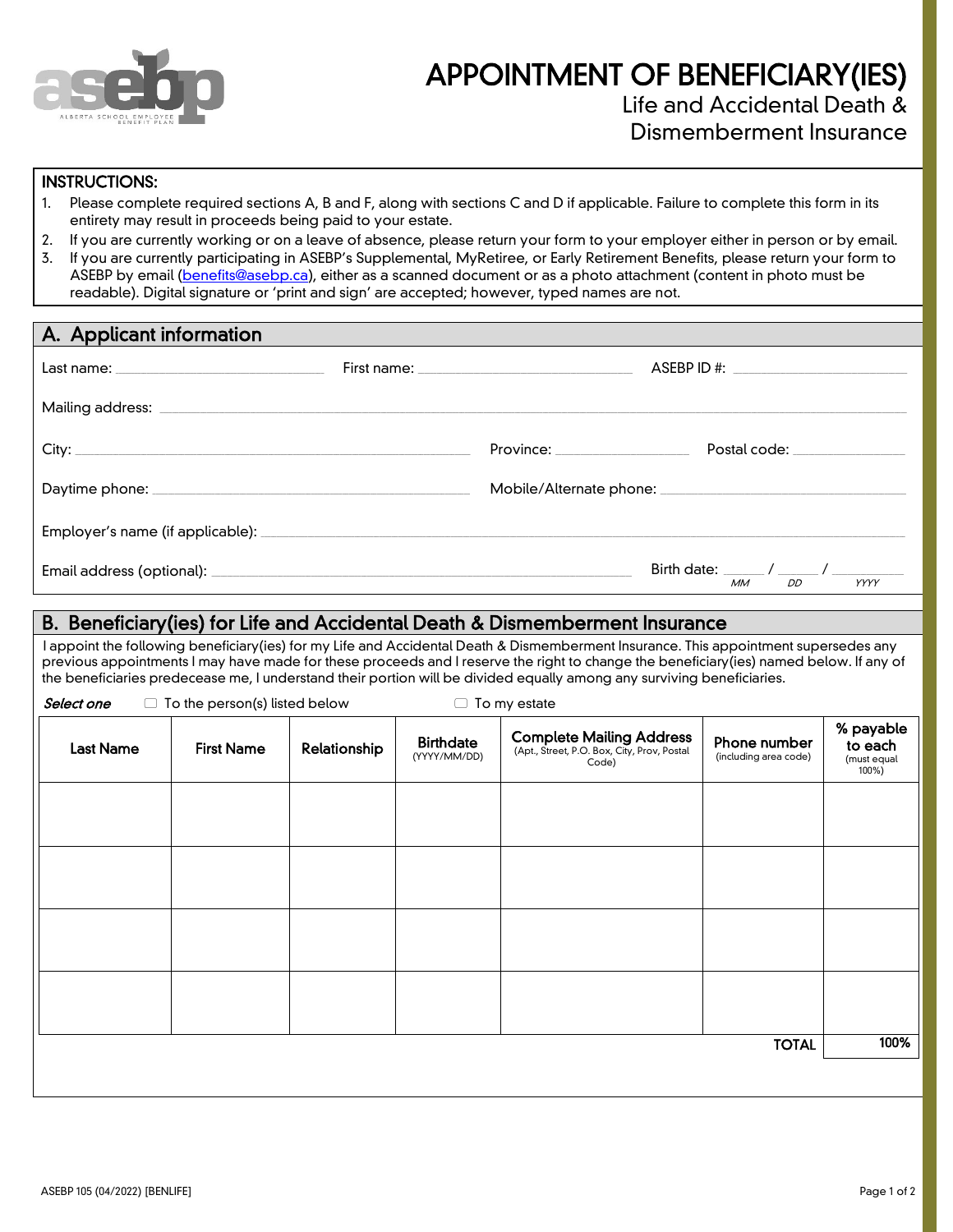# APPOINTMENT OF BENEFICIARY(IES)

Life and Accidental Death & Dismemberment Insurance

**INSTRUCTIONS:**

1. Please complete required sections A, B and F, along with sections C and D if applicable. Failure to complete this form in its entirety may result in proceeds being paid to your estate.
2. If you are currently working or on a leave of absence, please return your form to your employer either in person or by email.
3. If you are currently participating in ASEBP's Supplemental, MyRetiree, or Early Retirement Benefits, please return your form to ASEBP by email (benefits@asebp.ca), either as a scanned document or as a photo attachment (content in photo must be readable). Digital signature or 'print and sign' are accepted; however, typed names are not.

## A. Applicant information

Last name: ____________ First name: ____________ ASEBP ID #: ____________

Mailing address: ____________

City: ____________ Province: ____________ Postal code: ____________

Daytime phone: ____________ Mobile/Alternate phone: ____________

Employer's name (if applicable): ____________

Email address (optional): ____________ Birth date: ____ / ____ / ______ (MM DD YYYY)

## B. Beneficiary(ies) for Life and Accidental Death & Dismemberment Insurance

I appoint the following beneficiary(ies) for my Life and Accidental Death & Dismemberment Insurance. This appointment supersedes any previous appointments I may have made for these proceeds and I reserve the right to change the beneficiary(ies) named below. If any of the beneficiaries predecease me, I understand their portion will be divided equally among any surviving beneficiaries.

*Select one* ☐ To the person(s) listed below ☐ To my estate

| Last Name | First Name | Relationship | Birthdate (YYYY/MM/DD) | Complete Mailing Address (Apt., Street, P.O. Box, City, Prov, Postal Code) | Phone number (including area code) | % payable to each (must equal 100%) |
|---|---|---|---|---|---|---|
| | | | | | | |
| | | | | | | |
| | | | | | | |
| | | | | | | |
| | | | | | **TOTAL** | 100% |

ASEBP 105 (04/2022) [BENLIFE]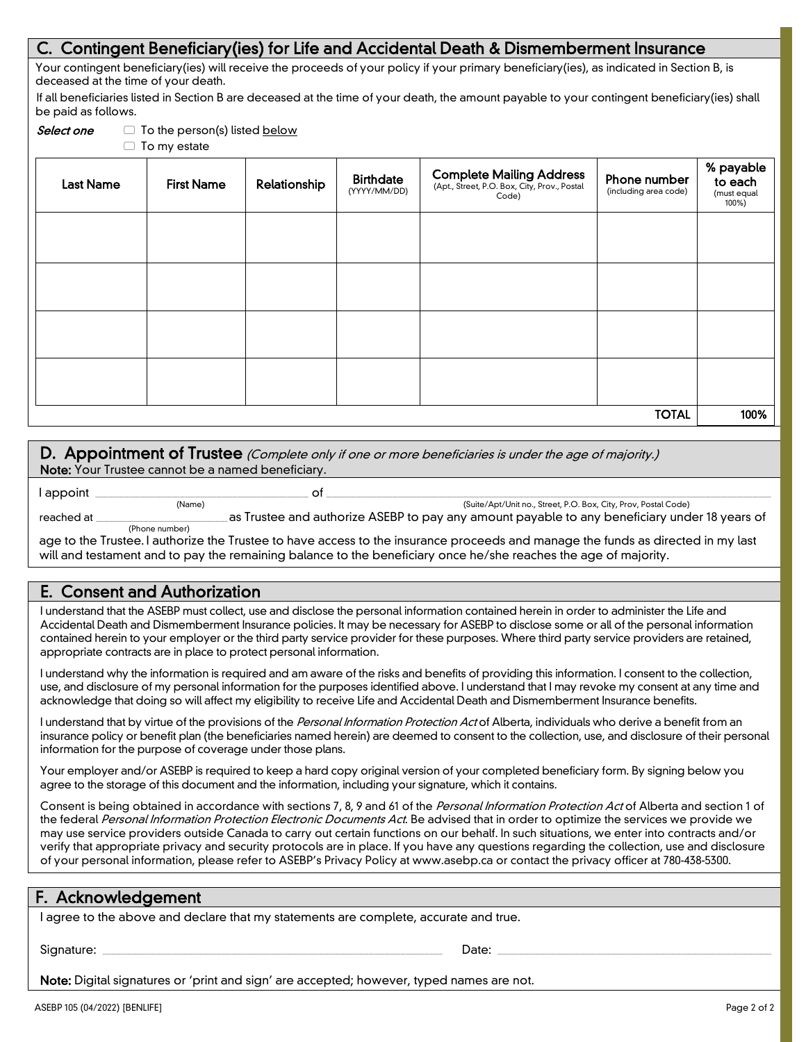## C. Contingent Beneficiary(ies) for Life and Accidental Death & Dismemberment Insurance

Your contingent beneficiary(ies) will receive the proceeds of your policy if your primary beneficiary(ies), as indicated in Section B, is deceased at the time of your death.

If all beneficiaries listed in Section B are deceased at the time of your death, the amount payable to your contingent beneficiary(ies) shall be paid as follows.

*Select one*

- ☐ To the person(s) listed below
- ☐ To my estate

| Last Name | First Name | Relationship | Birthdate (YYYY/MM/DD) | Complete Mailing Address (Apt., Street, P.O. Box, City, Prov., Postal Code) | Phone number (including area code) | % payable to each (must equal 100%) |
|---|---|---|---|---|---|---|
| | | | | | | |
| | | | | | | |
| | | | | | | |
| | | | | | | |
| | | | | | **TOTAL** | **100%** |

## D. Appointment of Trustee *(Complete only if one or more beneficiaries is under the age of majority.)*

**Note:** Your Trustee cannot be a named beneficiary.

I appoint ____________________ (Name) of ____________________ (Suite/Apt/Unit no., Street, P.O. Box, City, Prov, Postal Code) reached at ____________________ (Phone number) as Trustee and authorize ASEBP to pay any amount payable to any beneficiary under 18 years of age to the Trustee. I authorize the Trustee to have access to the insurance proceeds and manage the funds as directed in my last will and testament and to pay the remaining balance to the beneficiary once he/she reaches the age of majority.

## E. Consent and Authorization

I understand that the ASEBP must collect, use and disclose the personal information contained herein in order to administer the Life and Accidental Death and Dismemberment Insurance policies. It may be necessary for ASEBP to disclose some or all of the personal information contained herein to your employer or the third party service provider for these purposes. Where third party service providers are retained, appropriate contracts are in place to protect personal information.

I understand why the information is required and am aware of the risks and benefits of providing this information. I consent to the collection, use, and disclosure of my personal information for the purposes identified above. I understand that I may revoke my consent at any time and acknowledge that doing so will affect my eligibility to receive Life and Accidental Death and Dismemberment Insurance benefits.

I understand that by virtue of the provisions of the *Personal Information Protection Act* of Alberta, individuals who derive a benefit from an insurance policy or benefit plan (the beneficiaries named herein) are deemed to consent to the collection, use, and disclosure of their personal information for the purpose of coverage under those plans.

Your employer and/or ASEBP is required to keep a hard copy original version of your completed beneficiary form. By signing below you agree to the storage of this document and the information, including your signature, which it contains.

Consent is being obtained in accordance with sections 7, 8, 9 and 61 of the *Personal Information Protection Act* of Alberta and section 1 of the federal *Personal Information Protection Electronic Documents Act*. Be advised that in order to optimize the services we provide we may use service providers outside Canada to carry out certain functions on our behalf. In such situations, we enter into contracts and/or verify that appropriate privacy and security protocols are in place. If you have any questions regarding the collection, use and disclosure of your personal information, please refer to ASEBP's Privacy Policy at www.asebp.ca or contact the privacy officer at 780-438-5300.

## F. Acknowledgement

I agree to the above and declare that my statements are complete, accurate and true.

Signature: ____________________ Date: ____________________

**Note:** Digital signatures or 'print and sign' are accepted; however, typed names are not.

ASEBP 105 (04/2022) [BENLIFE]